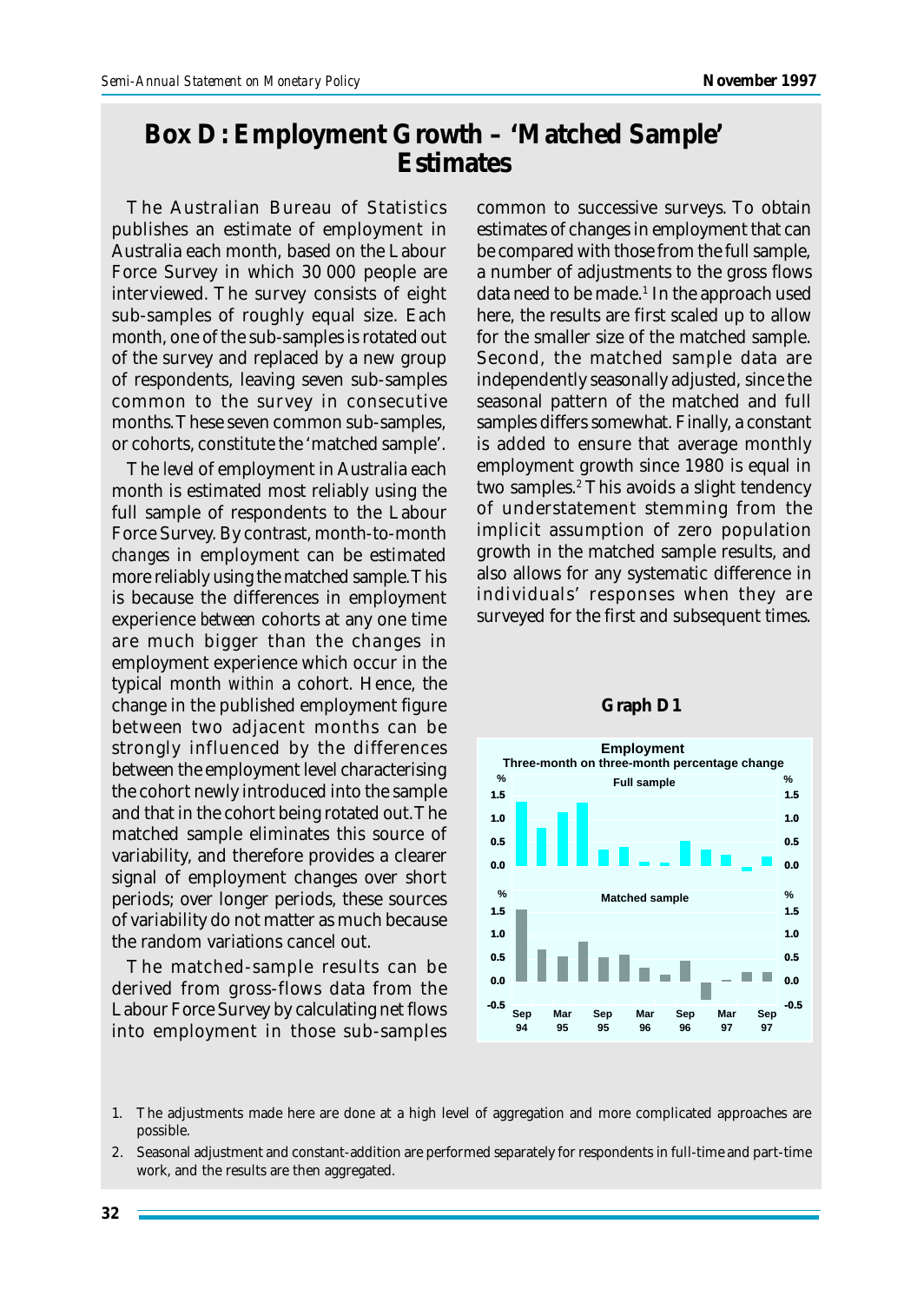# Box D: Employment Growth – 'Matched Sample' Estimates

The Australian Bureau of Statistics publishes an estimate of employment in Australia each month, based on the Labour Force Survey in which 30 000 people are interviewed. The survey consists of eight sub-samples of roughly equal size. Each month, one of the sub-samples is rotated out of the survey and replaced by a new group of respondents, leaving seven sub-samples common to the survey in consecutive months. These seven common sub-samples, or cohorts, constitute the 'matched sample'.

The *level* of employment in Australia each month is estimated most reliably using the full sample of respondents to the Labour Force Survey. By contrast, month-to-month *changes* in employment can be estimated more reliably using the matched sample. This is because the differences in employment experience *between* cohorts at any one time are much bigger than the changes in employment experience which occur in the typical month *within* a cohort. Hence, the change in the published employment figure between two adjacent months can be strongly influenced by the differences between the employment level characterising the cohort newly introduced into the sample and that in the cohort being rotated out. The matched sample eliminates this source of variability, and therefore provides a clearer signal of employment changes over short periods; over longer periods, these sources of variability do not matter as much because the random variations cancel out.

The matched-sample results can be derived from gross-flows data from the Labour Force Survey by calculating net flows into employment in those sub-samples common to successive surveys. To obtain estimates of changes in employment that can be compared with those from the full sample, a number of adjustments to the gross flows data need to be made.[1] In the approach used here, the results are first scaled up to allow for the smaller size of the matched sample. Second, the matched sample data are independently seasonally adjusted, since the seasonal pattern of the matched and full samples differs somewhat. Finally, a constant is added to ensure that average monthly employment growth since 1980 is equal in two samples.[2] This avoids a slight tendency of understatement stemming from the implicit assumption of zero population growth in the matched sample results, and also allows for any systematic difference in individuals' responses when they are surveyed for the first and subsequent times.

**Graph D1**

**Employment**
**Three-month on three-month percentage change**

| Period | Full sample (%) | Matched sample (%) |
|---|---|---|
| Sep 94 | 1.4 | 1.55 |
| Dec 94 | 0.8 | 0.7 |
| Mar 95 | 1.15 | 0.55 |
| Jun 95 | 1.35 | 0.85 |
| Sep 95 | 0.35 | 0.5 |
| Dec 95 | 0.4 | 0.6 |
| Mar 96 | 0.1 | 0.3 |
| Jun 96 | 0.05 | 0.15 |
| Sep 96 | 0.55 | 0.45 |
| Dec 96 | 0.35 | -0.35 |
| Mar 97 | 0.25 | 0.0 |
| Jun 97 | -0.1 | 0.2 |
| Sep 97 | 0.2 | 0.2 |

1. The adjustments made here are done at a high level of aggregation and more complicated approaches are possible.
2. Seasonal adjustment and constant-addition are performed separately for respondents in full-time and part-time work, and the results are then aggregated.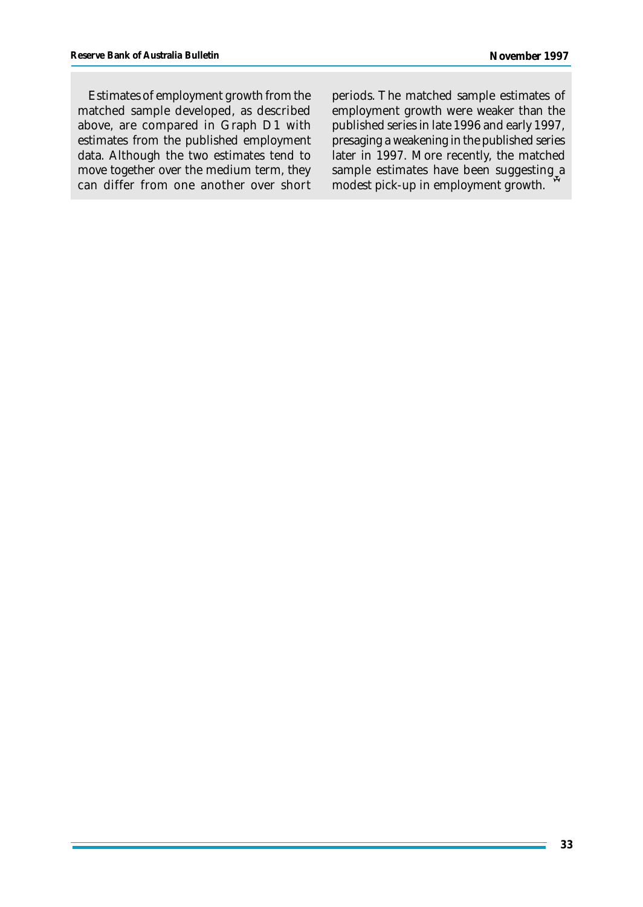Estimates of employment growth from the matched sample developed, as described above, are compared in Graph D1 with estimates from the published employment data. Although the two estimates tend to move together over the medium term, they can differ from one another over short periods. The matched sample estimates of employment growth were weaker than the published series in late 1996 and early 1997, presaging a weakening in the published series later in 1997. More recently, the matched sample estimates have been suggesting a modest pick-up in employment growth.